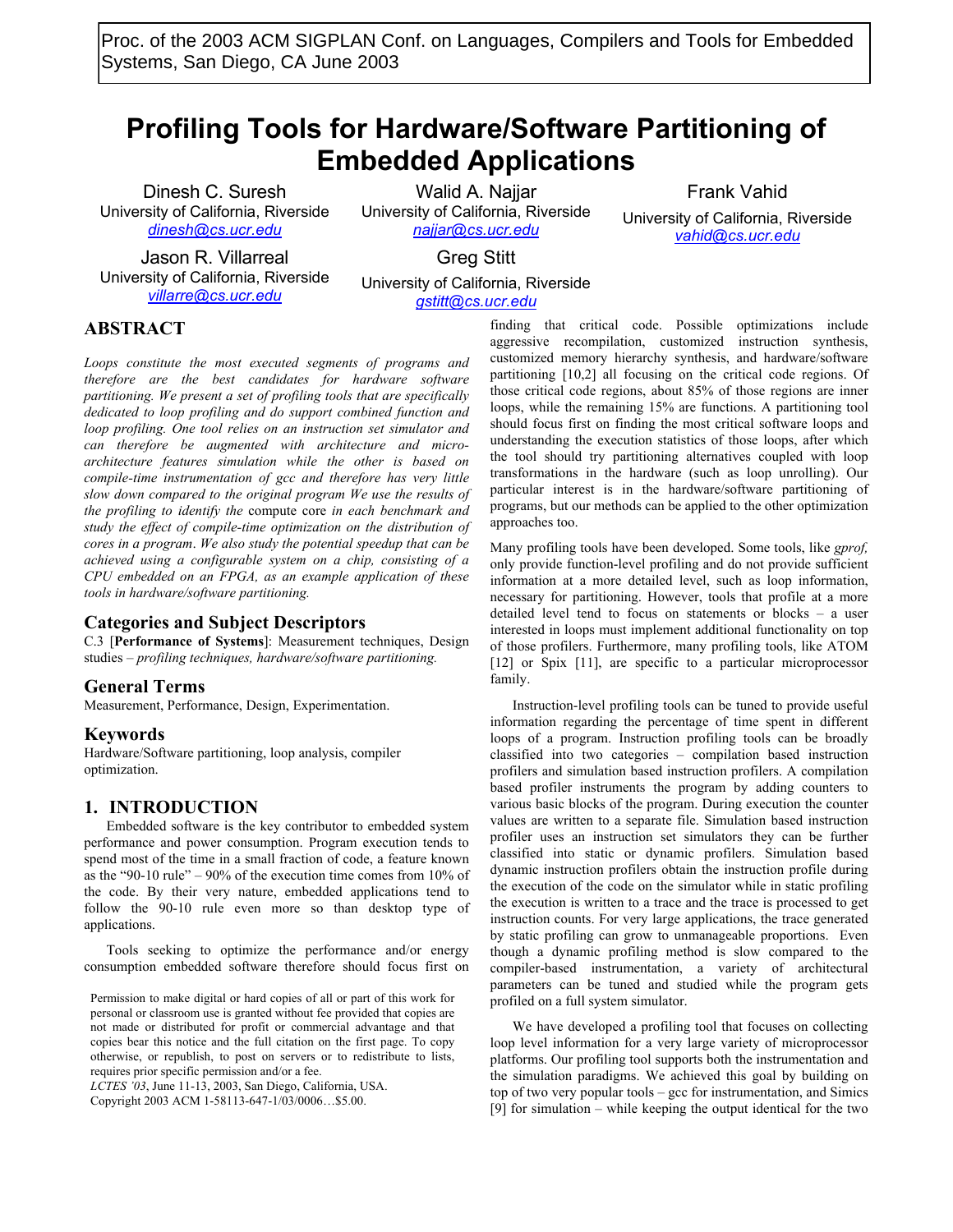Proc. of the 2003 ACM SIGPLAN Conf. on Languages, Compilers and Tools for Embedded Systems, San Diego, CA June 2003

# Profiling Tools for Hardware/Software Partitioning of Embedded Applications

Dinesh C. Suresh
University of California, Riverside
dinesh@cs.ucr.edu

Walid A. Najjar
University of California, Riverside
najjar@cs.ucr.edu

Frank Vahid
University of California, Riverside
vahid@cs.ucr.edu

Jason R. Villarreal
University of California, Riverside
villarre@cs.ucr.edu

Greg Stitt
University of California, Riverside
gstitt@cs.ucr.edu

## ABSTRACT

*Loops constitute the most executed segments of programs and therefore are the best candidates for hardware software partitioning. We present a set of profiling tools that are specifically dedicated to loop profiling and do support combined function and loop profiling. One tool relies on an instruction set simulator and can therefore be augmented with architecture and micro-architecture features simulation while the other is based on compile-time instrumentation of gcc and therefore has very little slow down compared to the original program We use the results of the profiling to identify the* compute core *in each benchmark and study the effect of compile-time optimization on the distribution of cores in a program. We also study the potential speedup that can be achieved using a configurable system on a chip, consisting of a CPU embedded on an FPGA, as an example application of these tools in hardware/software partitioning.*

### Categories and Subject Descriptors

C.3 [**Performance of Systems**]: Measurement techniques, Design studies – *profiling techniques, hardware/software partitioning.*

### General Terms

Measurement, Performance, Design, Experimentation.

### Keywords

Hardware/Software partitioning, loop analysis, compiler optimization.

## 1. INTRODUCTION

Embedded software is the key contributor to embedded system performance and power consumption. Program execution tends to spend most of the time in a small fraction of code, a feature known as the "90-10 rule" – 90% of the execution time comes from 10% of the code. By their very nature, embedded applications tend to follow the 90-10 rule even more so than desktop type of applications.

Tools seeking to optimize the performance and/or energy consumption embedded software therefore should focus first on finding that critical code. Possible optimizations include aggressive recompilation, customized instruction synthesis, customized memory hierarchy synthesis, and hardware/software partitioning [10,2] all focusing on the critical code regions. Of those critical code regions, about 85% of those regions are inner loops, while the remaining 15% are functions. A partitioning tool should focus first on finding the most critical software loops and understanding the execution statistics of those loops, after which the tool should try partitioning alternatives coupled with loop transformations in the hardware (such as loop unrolling). Our particular interest is in the hardware/software partitioning of programs, but our methods can be applied to the other optimization approaches too.

Many profiling tools have been developed. Some tools, like *gprof,* only provide function-level profiling and do not provide sufficient information at a more detailed level, such as loop information, necessary for partitioning. However, tools that profile at a more detailed level tend to focus on statements or blocks – a user interested in loops must implement additional functionality on top of those profilers. Furthermore, many profiling tools, like ATOM [12] or Spix [11], are specific to a particular microprocessor family.

Instruction-level profiling tools can be tuned to provide useful information regarding the percentage of time spent in different loops of a program. Instruction profiling tools can be broadly classified into two categories – compilation based instruction profilers and simulation based instruction profilers. A compilation based profiler instruments the program by adding counters to various basic blocks of the program. During execution the counter values are written to a separate file. Simulation based instruction profiler uses an instruction set simulators they can be further classified into static or dynamic profilers. Simulation based dynamic instruction profilers obtain the instruction profile during the execution of the code on the simulator while in static profiling the execution is written to a trace and the trace is processed to get instruction counts. For very large applications, the trace generated by static profiling can grow to unmanageable proportions. Even though a dynamic profiling method is slow compared to the compiler-based instrumentation, a variety of architectural parameters can be tuned and studied while the program gets profiled on a full system simulator.

We have developed a profiling tool that focuses on collecting loop level information for a very large variety of microprocessor platforms. Our profiling tool supports both the instrumentation and the simulation paradigms. We achieved this goal by building on top of two very popular tools – gcc for instrumentation, and Simics [9] for simulation – while keeping the output identical for the two

Permission to make digital or hard copies of all or part of this work for personal or classroom use is granted without fee provided that copies are not made or distributed for profit or commercial advantage and that copies bear this notice and the full citation on the first page. To copy otherwise, or republish, to post on servers or to redistribute to lists, requires prior specific permission and/or a fee.
*LCTES '03*, June 11-13, 2003, San Diego, California, USA.
Copyright 2003 ACM 1-58113-647-1/03/0006…$5.00.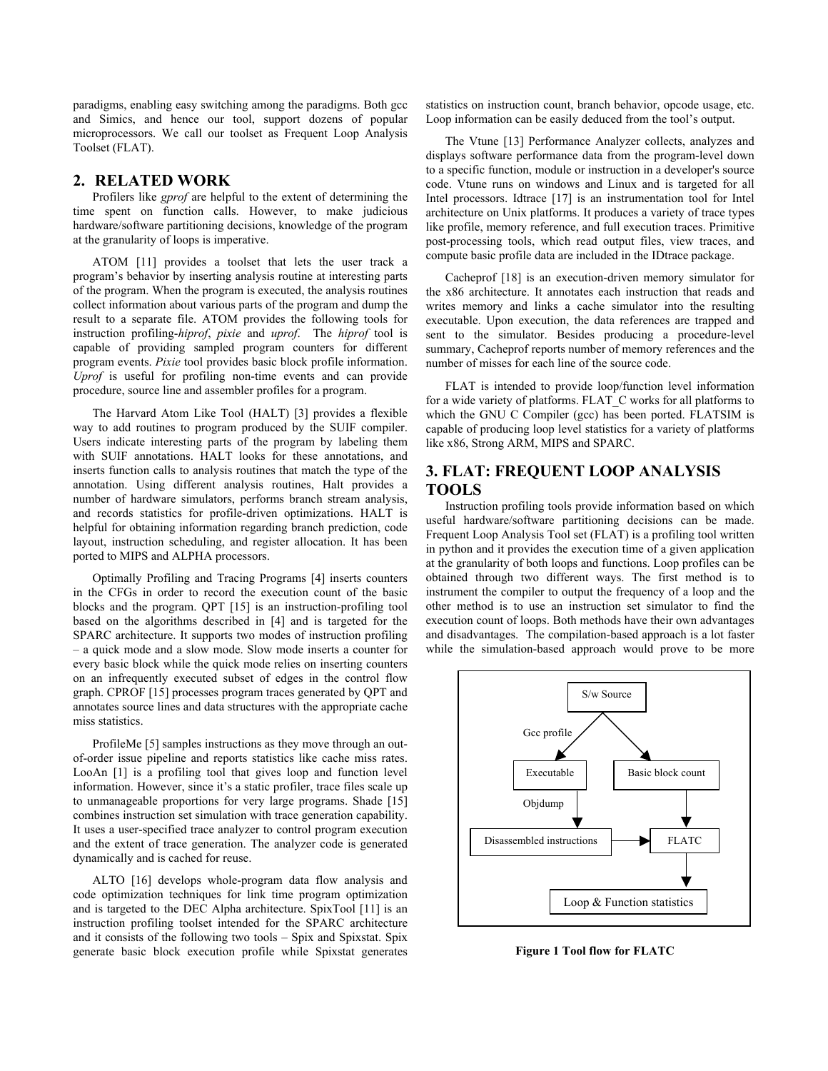paradigms, enabling easy switching among the paradigms. Both gcc and Simics, and hence our tool, support dozens of popular microprocessors. We call our toolset as Frequent Loop Analysis Toolset (FLAT).

## 2. RELATED WORK

Profilers like *gprof* are helpful to the extent of determining the time spent on function calls. However, to make judicious hardware/software partitioning decisions, knowledge of the program at the granularity of loops is imperative.

ATOM [11] provides a toolset that lets the user track a program's behavior by inserting analysis routine at interesting parts of the program. When the program is executed, the analysis routines collect information about various parts of the program and dump the result to a separate file. ATOM provides the following tools for instruction profiling-*hiprof*, *pixie* and *uprof*. The *hiprof* tool is capable of providing sampled program counters for different program events. *Pixie* tool provides basic block profile information. *Uprof* is useful for profiling non-time events and can provide procedure, source line and assembler profiles for a program.

The Harvard Atom Like Tool (HALT) [3] provides a flexible way to add routines to program produced by the SUIF compiler. Users indicate interesting parts of the program by labeling them with SUIF annotations. HALT looks for these annotations, and inserts function calls to analysis routines that match the type of the annotation. Using different analysis routines, Halt provides a number of hardware simulators, performs branch stream analysis, and records statistics for profile-driven optimizations. HALT is helpful for obtaining information regarding branch prediction, code layout, instruction scheduling, and register allocation. It has been ported to MIPS and ALPHA processors.

Optimally Profiling and Tracing Programs [4] inserts counters in the CFGs in order to record the execution count of the basic blocks and the program. QPT [15] is an instruction-profiling tool based on the algorithms described in [4] and is targeted for the SPARC architecture. It supports two modes of instruction profiling – a quick mode and a slow mode. Slow mode inserts a counter for every basic block while the quick mode relies on inserting counters on an infrequently executed subset of edges in the control flow graph. CPROF [15] processes program traces generated by QPT and annotates source lines and data structures with the appropriate cache miss statistics.

ProfileMe [5] samples instructions as they move through an out-of-order issue pipeline and reports statistics like cache miss rates. LooAn [1] is a profiling tool that gives loop and function level information. However, since it's a static profiler, trace files scale up to unmanageable proportions for very large programs. Shade [15] combines instruction set simulation with trace generation capability. It uses a user-specified trace analyzer to control program execution and the extent of trace generation. The analyzer code is generated dynamically and is cached for reuse.

ALTO [16] develops whole-program data flow analysis and code optimization techniques for link time program optimization and is targeted to the DEC Alpha architecture. SpixTool [11] is an instruction profiling toolset intended for the SPARC architecture and it consists of the following two tools – Spix and Spixstat. Spix generate basic block execution profile while Spixstat generates statistics on instruction count, branch behavior, opcode usage, etc. Loop information can be easily deduced from the tool's output.

The Vtune [13] Performance Analyzer collects, analyzes and displays software performance data from the program-level down to a specific function, module or instruction in a developer's source code. Vtune runs on windows and Linux and is targeted for all Intel processors. Idtrace [17] is an instrumentation tool for Intel architecture on Unix platforms. It produces a variety of trace types like profile, memory reference, and full execution traces. Primitive post-processing tools, which read output files, view traces, and compute basic profile data are included in the IDtrace package.

Cacheprof [18] is an execution-driven memory simulator for the x86 architecture. It annotates each instruction that reads and writes memory and links a cache simulator into the resulting executable. Upon execution, the data references are trapped and sent to the simulator. Besides producing a procedure-level summary, Cacheprof reports number of memory references and the number of misses for each line of the source code.

FLAT is intended to provide loop/function level information for a wide variety of platforms. FLAT_C works for all platforms to which the GNU C Compiler (gcc) has been ported. FLATSIM is capable of producing loop level statistics for a variety of platforms like x86, Strong ARM, MIPS and SPARC.

## 3. FLAT: FREQUENT LOOP ANALYSIS TOOLS

Instruction profiling tools provide information based on which useful hardware/software partitioning decisions can be made. Frequent Loop Analysis Tool set (FLAT) is a profiling tool written in python and it provides the execution time of a given application at the granularity of both loops and functions. Loop profiles can be obtained through two different ways. The first method is to instrument the compiler to output the frequency of a loop and the other method is to use an instruction set simulator to find the execution count of loops. Both methods have their own advantages and disadvantages. The compilation-based approach is a lot faster while the simulation-based approach would prove to be more

S/w Source → (Gcc profile) → Executable → (Objdump) → Disassembled instructions → FLATC
S/w Source → Basic block count → FLATC
FLATC → Loop & Function statistics

**Figure 1 Tool flow for FLATC**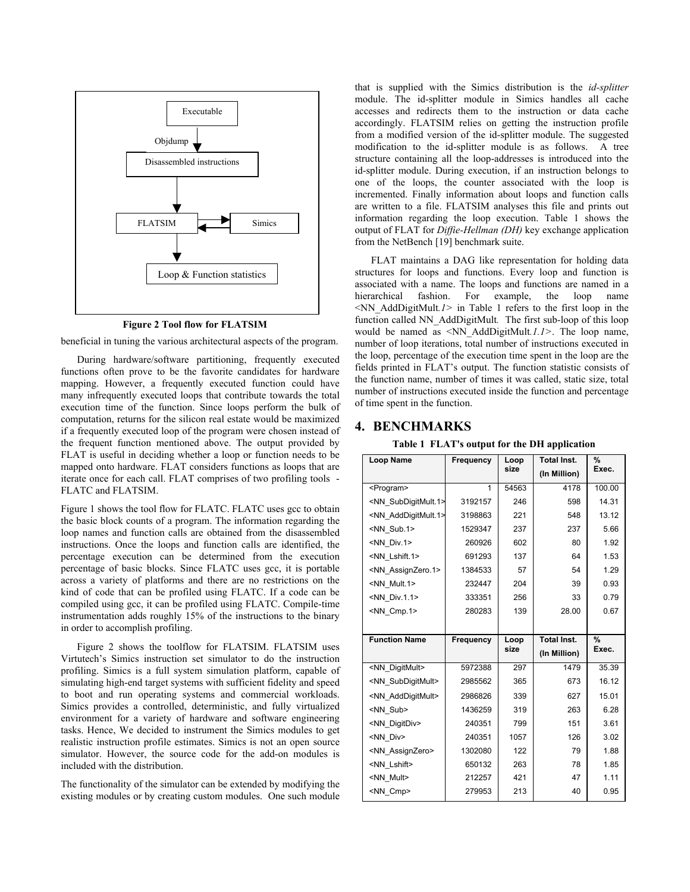Executable

Objdump

Disassembled instructions

FLATSIM

Simics

Loop & Function statistics

**Figure 2 Tool flow for FLATSIM**

beneficial in tuning the various architectural aspects of the program.

During hardware/software partitioning, frequently executed functions often prove to be the favorite candidates for hardware mapping. However, a frequently executed function could have many infrequently executed loops that contribute towards the total execution time of the function. Since loops perform the bulk of computation, returns for the silicon real estate would be maximized if a frequently executed loop of the program were chosen instead of the frequent function mentioned above. The output provided by FLAT is useful in deciding whether a loop or function needs to be mapped onto hardware. FLAT considers functions as loops that are iterate once for each call. FLAT comprises of two profiling tools - FLATC and FLATSIM.

Figure 1 shows the tool flow for FLATC. FLATC uses gcc to obtain the basic block counts of a program. The information regarding the loop names and function calls are obtained from the disassembled instructions. Once the loops and function calls are identified, the percentage execution can be determined from the execution percentage of basic blocks. Since FLATC uses gcc, it is portable across a variety of platforms and there are no restrictions on the kind of code that can be profiled using FLATC. If a code can be compiled using gcc, it can be profiled using FLATC. Compile-time instrumentation adds roughly 15% of the instructions to the binary in order to accomplish profiling.

Figure 2 shows the toolflow for FLATSIM. FLATSIM uses Virtutech's Simics instruction set simulator to do the instruction profiling. Simics is a full system simulation platform, capable of simulating high-end target systems with sufficient fidelity and speed to boot and run operating systems and commercial workloads. Simics provides a controlled, deterministic, and fully virtualized environment for a variety of hardware and software engineering tasks. Hence, We decided to instrument the Simics modules to get realistic instruction profile estimates. Simics is not an open source simulator. However, the source code for the add-on modules is included with the distribution.

The functionality of the simulator can be extended by modifying the existing modules or by creating custom modules. One such module that is supplied with the Simics distribution is the *id-splitter* module. The id-splitter module in Simics handles all cache accesses and redirects them to the instruction or data cache accordingly. FLATSIM relies on getting the instruction profile from a modified version of the id-splitter module. The suggested modification to the id-splitter module is as follows. A tree structure containing all the loop-addresses is introduced into the id-splitter module. During execution, if an instruction belongs to one of the loops, the counter associated with the loop is incremented. Finally information about loops and function calls are written to a file. FLATSIM analyses this file and prints out information regarding the loop execution. Table 1 shows the output of FLAT for *Diffie-Hellman (DH)* key exchange application from the NetBench [19] benchmark suite.

FLAT maintains a DAG like representation for holding data structures for loops and functions. Every loop and function is associated with a name. The loops and functions are named in a hierarchical fashion. For example, the loop name <NN_AddDigitMult.*1*> in Table 1 refers to the first loop in the function called NN_AddDigitMult. The first sub-loop of this loop would be named as <NN_AddDigitMult.*1.1*>. The loop name, number of loop iterations, total number of instructions executed in the loop, and percentage of the execution time spent in the loop are the fields printed in FLAT's output. The function statistic consists of the function name, number of times it was called, static size, total number of instructions executed inside the function and percentage of time spent in the function.

## 4. BENCHMARKS

**Table 1 FLAT's output for the DH application**

| Loop Name | Frequency | Loop size | Total Inst. (In Million) | % Exec. |
|---|---|---|---|---|
| <Program> | 1 | 54563 | 4178 | 100.00 |
| <NN_SubDigitMult.1> | 3192157 | 246 | 598 | 14.31 |
| <NN_AddDigitMult.1> | 3198863 | 221 | 548 | 13.12 |
| <NN_Sub.1> | 1529347 | 237 | 237 | 5.66 |
| <NN_Div.1> | 260926 | 602 | 80 | 1.92 |
| <NN_Lshift.1> | 691293 | 137 | 64 | 1.53 |
| <NN_AssignZero.1> | 1384533 | 57 | 54 | 1.29 |
| <NN_Mult.1> | 232447 | 204 | 39 | 0.93 |
| <NN_Div.1.1> | 333351 | 256 | 33 | 0.79 |
| <NN_Cmp.1> | 280283 | 139 | 28.00 | 0.67 |
| | | | | |
| **Function Name** | **Frequency** | **Loop size** | **Total Inst. (In Million)** | **% Exec.** |
| <NN_DigitMult> | 5972388 | 297 | 1479 | 35.39 |
| <NN_SubDigitMult> | 2985562 | 365 | 673 | 16.12 |
| <NN_AddDigitMult> | 2986826 | 339 | 627 | 15.01 |
| <NN_Sub> | 1436259 | 319 | 263 | 6.28 |
| <NN_DigitDiv> | 240351 | 799 | 151 | 3.61 |
| <NN_Div> | 240351 | 1057 | 126 | 3.02 |
| <NN_AssignZero> | 1302080 | 122 | 79 | 1.88 |
| <NN_Lshift> | 650132 | 263 | 78 | 1.85 |
| <NN_Mult> | 212257 | 421 | 47 | 1.11 |
| <NN_Cmp> | 279953 | 213 | 40 | 0.95 |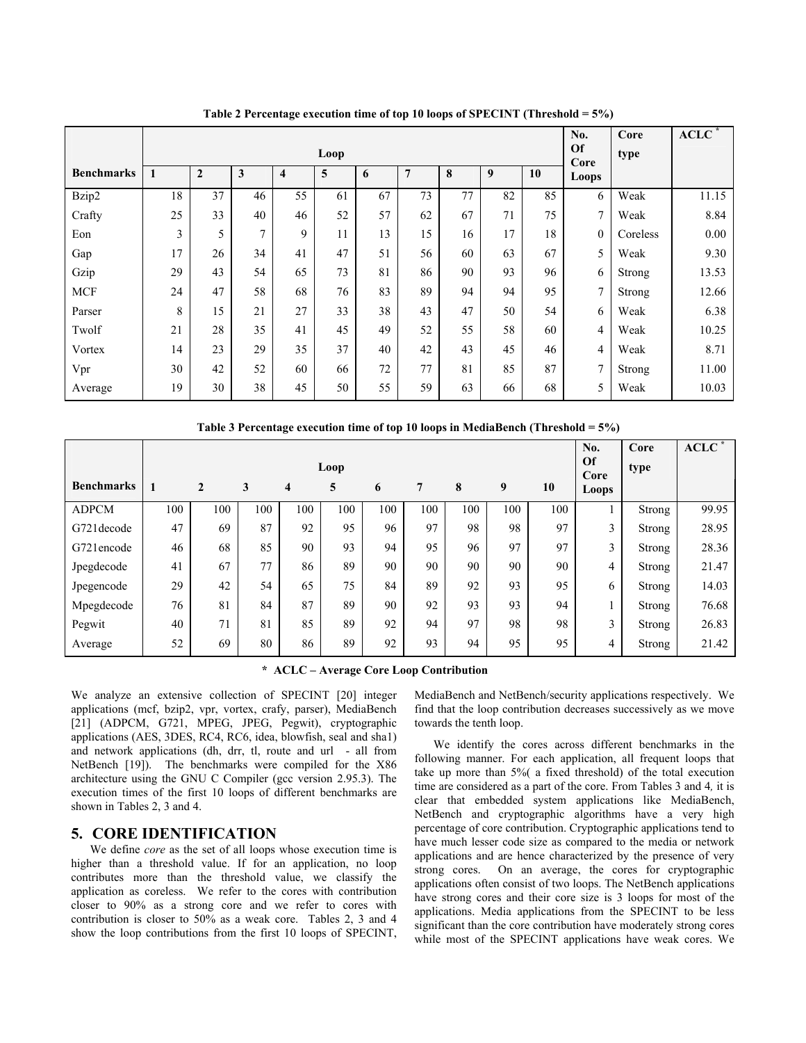**Table 2 Percentage execution time of top 10 loops of SPECINT (Threshold = 5%)**

| Benchmarks | Loop | | | | | | | | | | No. Of Core Loops | Core type | ACLC * |
|---|---|---|---|---|---|---|---|---|---|---|---|---|---|
| | 1 | 2 | 3 | 4 | 5 | 6 | 7 | 8 | 9 | 10 | | | |
| Bzip2 | 18 | 37 | 46 | 55 | 61 | 67 | 73 | 77 | 82 | 85 | 6 | Weak | 11.15 |
| Crafty | 25 | 33 | 40 | 46 | 52 | 57 | 62 | 67 | 71 | 75 | 7 | Weak | 8.84 |
| Eon | 3 | 5 | 7 | 9 | 11 | 13 | 15 | 16 | 17 | 18 | 0 | Coreless | 0.00 |
| Gap | 17 | 26 | 34 | 41 | 47 | 51 | 56 | 60 | 63 | 67 | 5 | Weak | 9.30 |
| Gzip | 29 | 43 | 54 | 65 | 73 | 81 | 86 | 90 | 93 | 96 | 6 | Strong | 13.53 |
| MCF | 24 | 47 | 58 | 68 | 76 | 83 | 89 | 94 | 94 | 95 | 7 | Strong | 12.66 |
| Parser | 8 | 15 | 21 | 27 | 33 | 38 | 43 | 47 | 50 | 54 | 6 | Weak | 6.38 |
| Twolf | 21 | 28 | 35 | 41 | 45 | 49 | 52 | 55 | 58 | 60 | 4 | Weak | 10.25 |
| Vortex | 14 | 23 | 29 | 35 | 37 | 40 | 42 | 43 | 45 | 46 | 4 | Weak | 8.71 |
| Vpr | 30 | 42 | 52 | 60 | 66 | 72 | 77 | 81 | 85 | 87 | 7 | Strong | 11.00 |
| Average | 19 | 30 | 38 | 45 | 50 | 55 | 59 | 63 | 66 | 68 | 5 | Weak | 10.03 |

**Table 3 Percentage execution time of top 10 loops in MediaBench (Threshold = 5%)**

| Benchmarks | Loop | | | | | | | | | | No. Of Core Loops | Core type | ACLC * |
|---|---|---|---|---|---|---|---|---|---|---|---|---|---|
| | 1 | 2 | 3 | 4 | 5 | 6 | 7 | 8 | 9 | 10 | | | |
| ADPCM | 100 | 100 | 100 | 100 | 100 | 100 | 100 | 100 | 100 | 100 | 1 | Strong | 99.95 |
| G721decode | 47 | 69 | 87 | 92 | 95 | 96 | 97 | 98 | 98 | 97 | 3 | Strong | 28.95 |
| G721encode | 46 | 68 | 85 | 90 | 93 | 94 | 95 | 96 | 97 | 97 | 3 | Strong | 28.36 |
| Jpegdecode | 41 | 67 | 77 | 86 | 89 | 90 | 90 | 90 | 90 | 90 | 4 | Strong | 21.47 |
| Jpegencode | 29 | 42 | 54 | 65 | 75 | 84 | 89 | 92 | 93 | 95 | 6 | Strong | 14.03 |
| Mpegdecode | 76 | 81 | 84 | 87 | 89 | 90 | 92 | 93 | 93 | 94 | 1 | Strong | 76.68 |
| Pegwit | 40 | 71 | 81 | 85 | 89 | 92 | 94 | 97 | 98 | 98 | 3 | Strong | 26.83 |
| Average | 52 | 69 | 80 | 86 | 89 | 92 | 93 | 94 | 95 | 95 | 4 | Strong | 21.42 |

**\* ACLC – Average Core Loop Contribution**

We analyze an extensive collection of SPECINT [20] integer applications (mcf, bzip2, vpr, vortex, crafy, parser), MediaBench [21] (ADPCM, G721, MPEG, JPEG, Pegwit), cryptographic applications (AES, 3DES, RC4, RC6, idea, blowfish, seal and sha1) and network applications (dh, drr, tl, route and url - all from NetBench [19]). The benchmarks were compiled for the X86 architecture using the GNU C Compiler (gcc version 2.95.3). The execution times of the first 10 loops of different benchmarks are shown in Tables 2, 3 and 4.

## 5. CORE IDENTIFICATION

We define *core* as the set of all loops whose execution time is higher than a threshold value. If for an application, no loop contributes more than the threshold value, we classify the application as coreless. We refer to the cores with contribution closer to 90% as a strong core and we refer to cores with contribution is closer to 50% as a weak core. Tables 2, 3 and 4 show the loop contributions from the first 10 loops of SPECINT, MediaBench and NetBench/security applications respectively. We find that the loop contribution decreases successively as we move towards the tenth loop.

We identify the cores across different benchmarks in the following manner. For each application, all frequent loops that take up more than 5%( a fixed threshold) of the total execution time are considered as a part of the core. From Tables 3 and 4*,* it is clear that embedded system applications like MediaBench, NetBench and cryptographic algorithms have a very high percentage of core contribution. Cryptographic applications tend to have much lesser code size as compared to the media or network applications and are hence characterized by the presence of very strong cores. On an average, the cores for cryptographic applications often consist of two loops. The NetBench applications have strong cores and their core size is 3 loops for most of the applications. Media applications from the SPECINT to be less significant than the core contribution have moderately strong cores while most of the SPECINT applications have weak cores. We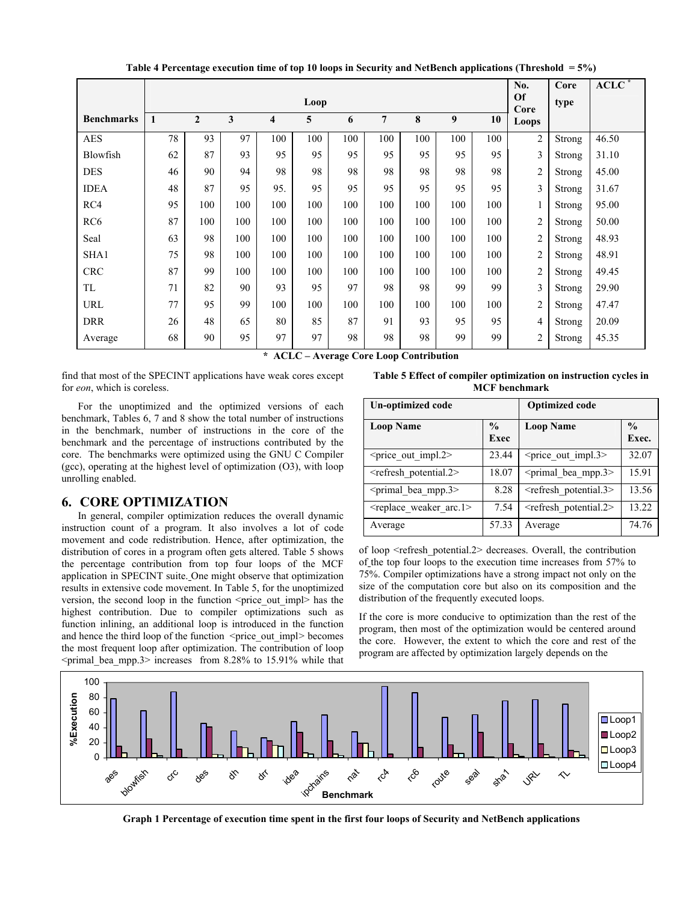**Table 4 Percentage execution time of top 10 loops in Security and NetBench applications (Threshold = 5%)**

| Benchmarks | Loop 1 | 2 | 3 | 4 | 5 | 6 | 7 | 8 | 9 | 10 | No. Of Core Loops | Core type | ACLC * |
|---|---|---|---|---|---|---|---|---|---|---|---|---|---|
| AES | 78 | 93 | 97 | 100 | 100 | 100 | 100 | 100 | 100 | 100 | 2 | Strong | 46.50 |
| Blowfish | 62 | 87 | 93 | 95 | 95 | 95 | 95 | 95 | 95 | 95 | 3 | Strong | 31.10 |
| DES | 46 | 90 | 94 | 98 | 98 | 98 | 98 | 98 | 98 | 98 | 2 | Strong | 45.00 |
| IDEA | 48 | 87 | 95 | 95. | 95 | 95 | 95 | 95 | 95 | 95 | 3 | Strong | 31.67 |
| RC4 | 95 | 100 | 100 | 100 | 100 | 100 | 100 | 100 | 100 | 100 | 1 | Strong | 95.00 |
| RC6 | 87 | 100 | 100 | 100 | 100 | 100 | 100 | 100 | 100 | 100 | 2 | Strong | 50.00 |
| Seal | 63 | 98 | 100 | 100 | 100 | 100 | 100 | 100 | 100 | 100 | 2 | Strong | 48.93 |
| SHA1 | 75 | 98 | 100 | 100 | 100 | 100 | 100 | 100 | 100 | 100 | 2 | Strong | 48.91 |
| CRC | 87 | 99 | 100 | 100 | 100 | 100 | 100 | 100 | 100 | 100 | 2 | Strong | 49.45 |
| TL | 71 | 82 | 90 | 93 | 95 | 97 | 98 | 98 | 99 | 99 | 3 | Strong | 29.90 |
| URL | 77 | 95 | 99 | 100 | 100 | 100 | 100 | 100 | 100 | 100 | 2 | Strong | 47.47 |
| DRR | 26 | 48 | 65 | 80 | 85 | 87 | 91 | 93 | 95 | 95 | 4 | Strong | 20.09 |
| Average | 68 | 90 | 95 | 97 | 97 | 98 | 98 | 98 | 99 | 99 | 2 | Strong | 45.35 |

**\* ACLC – Average Core Loop Contribution**

find that most of the SPECINT applications have weak cores except for *eon*, which is coreless.

For the unoptimized and the optimized versions of each benchmark, Tables 6, 7 and 8 show the total number of instructions in the benchmark, number of instructions in the core of the benchmark and the percentage of instructions contributed by the core. The benchmarks were optimized using the GNU C Compiler (gcc), operating at the highest level of optimization (O3), with loop unrolling enabled.

## 6. CORE OPTIMIZATION

In general, compiler optimization reduces the overall dynamic instruction count of a program. It also involves a lot of code movement and code redistribution. Hence, after optimization, the distribution of cores in a program often gets altered. Table 5 shows the percentage contribution from top four loops of the MCF application in SPECINT suite. One might observe that optimization results in extensive code movement. In Table 5, for the unoptimized version, the second loop in the function <price_out_impl> has the highest contribution. Due to compiler optimizations such as function inlining, an additional loop is introduced in the function and hence the third loop of the function <price_out_impl> becomes the most frequent loop after optimization. The contribution of loop <primal_bea_mpp.3> increases from 8.28% to 15.91% while that of loop <refresh_potential.2> decreases. Overall, the contribution of the top four loops to the execution time increases from 57% to 75%. Compiler optimizations have a strong impact not only on the size of the computation core but also on its composition and the distribution of the frequently executed loops.

**Table 5 Effect of compiler optimization on instruction cycles in MCF benchmark**

| Un-optimized code | | Optimized code | |
|---|---|---|---|
| **Loop Name** | **% Exec** | **Loop Name** | **% Exec.** |
| <price_out_impl.2> | 23.44 | <price_out_impl.3> | 32.07 |
| <refresh_potential.2> | 18.07 | <primal_bea_mpp.3> | 15.91 |
| <primal_bea_mpp.3> | 8.28 | <refresh_potential.3> | 13.56 |
| <replace_weaker_arc.1> | 7.54 | <refresh_potential.2> | 13.22 |
| Average | 57.33 | Average | 74.76 |

If the core is more conducive to optimization than the rest of the program, then most of the optimization would be centered around the core. However, the extent to which the core and rest of the program are affected by optimization largely depends on the

**Graph 1 Percentage of execution time spent in the first four loops of Security and NetBench applications**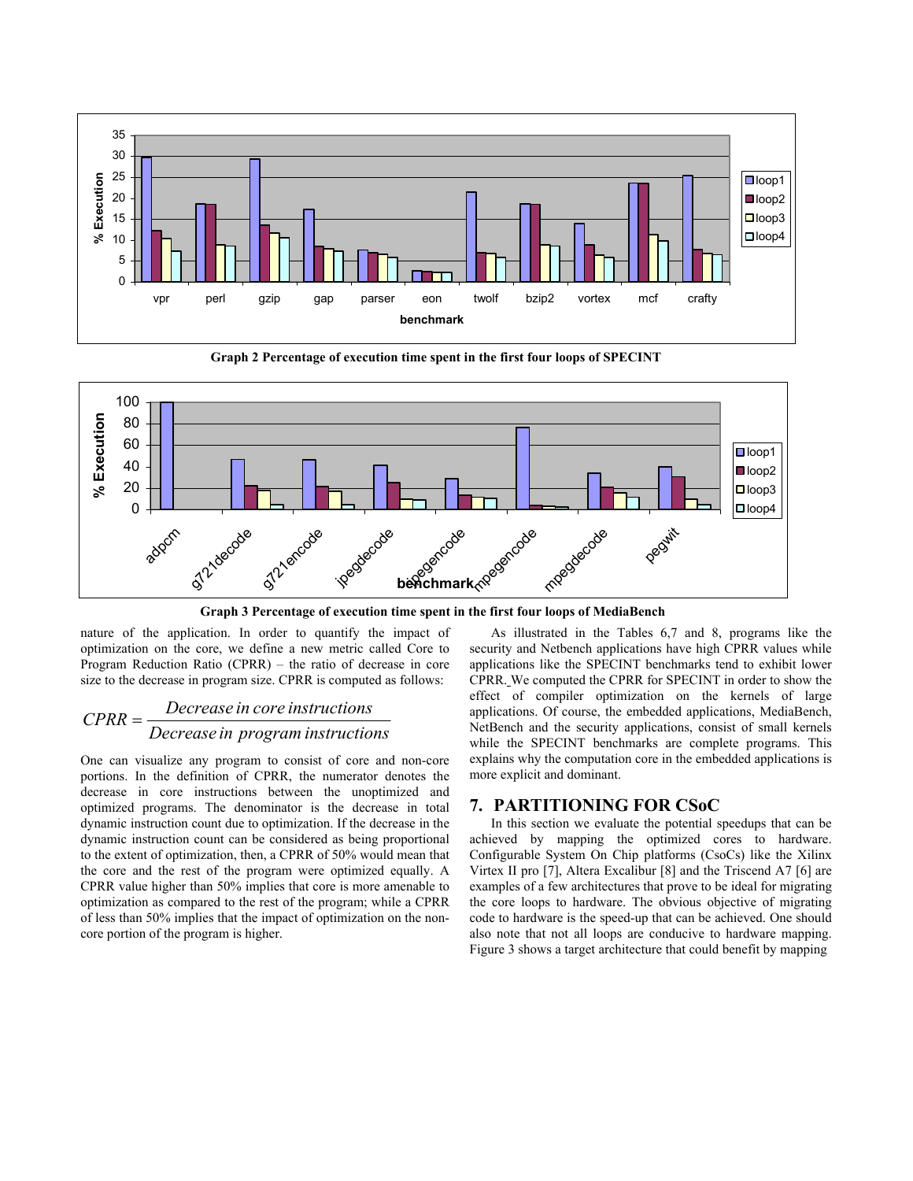Graph 2 Percentage of execution time spent in the first four loops of SPECINT

Graph 3 Percentage of execution time spent in the first four loops of MediaBench

nature of the application. In order to quantify the impact of optimization on the core, we define a new metric called Core to Program Reduction Ratio (CPRR) – the ratio of decrease in core size to the decrease in program size. CPRR is computed as follows:

$$CPRR = \frac{Decrease\ in\ core\ instructions}{Decrease\ in\ program\ instructions}$$

One can visualize any program to consist of core and non-core portions. In the definition of CPRR, the numerator denotes the decrease in core instructions between the unoptimized and optimized programs. The denominator is the decrease in total dynamic instruction count due to optimization. If the decrease in the dynamic instruction count can be considered as being proportional to the extent of optimization, then, a CPRR of 50% would mean that the core and the rest of the program were optimized equally. A CPRR value higher than 50% implies that core is more amenable to optimization as compared to the rest of the program; while a CPRR of less than 50% implies that the impact of optimization on the non-core portion of the program is higher.

As illustrated in the Tables 6,7 and 8, programs like the security and Netbench applications have high CPRR values while applications like the SPECINT benchmarks tend to exhibit lower CPRR. We computed the CPRR for SPECINT in order to show the effect of compiler optimization on the kernels of large applications. Of course, the embedded applications, MediaBench, NetBench and the security applications, consist of small kernels while the SPECINT benchmarks are complete programs. This explains why the computation core in the embedded applications is more explicit and dominant.

## 7. PARTITIONING FOR CSoC

In this section we evaluate the potential speedups that can be achieved by mapping the optimized cores to hardware. Configurable System On Chip platforms (CsoCs) like the Xilinx Virtex II pro [7], Altera Excalibur [8] and the Triscend A7 [6] are examples of a few architectures that prove to be ideal for migrating the core loops to hardware. The obvious objective of migrating code to hardware is the speed-up that can be achieved. One should also note that not all loops are conducive to hardware mapping. Figure 3 shows a target architecture that could benefit by mapping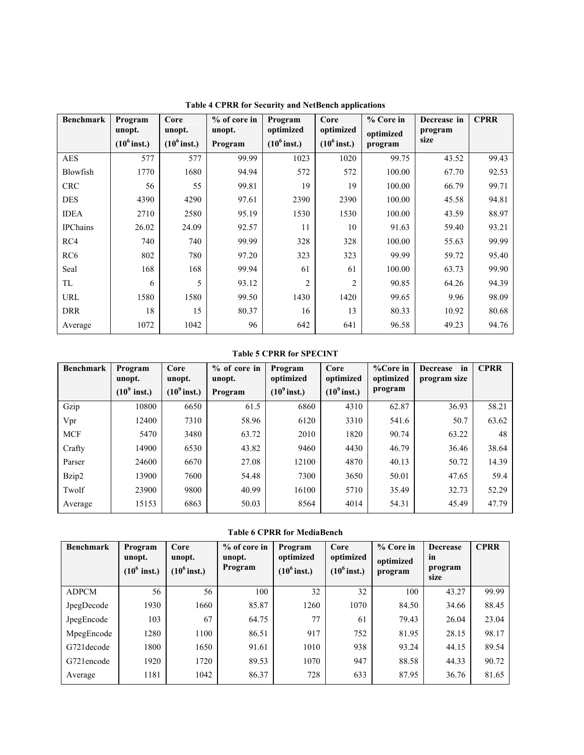**Table 4 CPRR for Security and NetBench applications**

| Benchmark | Program unopt. ($10^6$ inst.) | Core unopt. ($10^6$ inst.) | % of core in unopt. Program | Program optimized ($10^6$ inst.) | Core optimized ($10^6$ inst.) | % Core in optimized program | Decrease in program size | CPRR |
|---|---|---|---|---|---|---|---|---|
| AES | 577 | 577 | 99.99 | 1023 | 1020 | 99.75 | 43.52 | 99.43 |
| Blowfish | 1770 | 1680 | 94.94 | 572 | 572 | 100.00 | 67.70 | 92.53 |
| CRC | 56 | 55 | 99.81 | 19 | 19 | 100.00 | 66.79 | 99.71 |
| DES | 4390 | 4290 | 97.61 | 2390 | 2390 | 100.00 | 45.58 | 94.81 |
| IDEA | 2710 | 2580 | 95.19 | 1530 | 1530 | 100.00 | 43.59 | 88.97 |
| IPChains | 26.02 | 24.09 | 92.57 | 11 | 10 | 91.63 | 59.40 | 93.21 |
| RC4 | 740 | 740 | 99.99 | 328 | 328 | 100.00 | 55.63 | 99.99 |
| RC6 | 802 | 780 | 97.20 | 323 | 323 | 99.99 | 59.72 | 95.40 |
| Seal | 168 | 168 | 99.94 | 61 | 61 | 100.00 | 63.73 | 99.90 |
| TL | 6 | 5 | 93.12 | 2 | 2 | 90.85 | 64.26 | 94.39 |
| URL | 1580 | 1580 | 99.50 | 1430 | 1420 | 99.65 | 9.96 | 98.09 |
| DRR | 18 | 15 | 80.37 | 16 | 13 | 80.33 | 10.92 | 80.68 |
| Average | 1072 | 1042 | 96 | 642 | 641 | 96.58 | 49.23 | 94.76 |

**Table 5 CPRR for SPECINT**

| Benchmark | Program unopt. ($10^9$ inst.) | Core unopt. ($10^9$ inst.) | % of core in unopt. Program | Program optimized ($10^9$ inst.) | Core optimized ($10^9$ inst.) | %Core in optimized program | Decrease in program size | CPRR |
|---|---|---|---|---|---|---|---|---|
| Gzip | 10800 | 6650 | 61.5 | 6860 | 4310 | 62.87 | 36.93 | 58.21 |
| Vpr | 12400 | 7310 | 58.96 | 6120 | 3310 | 541.6 | 50.7 | 63.62 |
| MCF | 5470 | 3480 | 63.72 | 2010 | 1820 | 90.74 | 63.22 | 48 |
| Crafty | 14900 | 6530 | 43.82 | 9460 | 4430 | 46.79 | 36.46 | 38.64 |
| Parser | 24600 | 6670 | 27.08 | 12100 | 4870 | 40.13 | 50.72 | 14.39 |
| Bzip2 | 13900 | 7600 | 54.48 | 7300 | 3650 | 50.01 | 47.65 | 59.4 |
| Twolf | 23900 | 9800 | 40.99 | 16100 | 5710 | 35.49 | 32.73 | 52.29 |
| Average | 15153 | 6863 | 50.03 | 8564 | 4014 | 54.31 | 45.49 | 47.79 |

**Table 6 CPRR for MediaBench**

| Benchmark | Program unopt. ($10^6$ inst.) | Core unopt. ($10^6$ inst.) | % of core in unopt. Program | Program optimized ($10^6$ inst.) | Core optimized ($10^6$ inst.) | % Core in optimized program | Decrease in program size | CPRR |
|---|---|---|---|---|---|---|---|---|
| ADPCM | 56 | 56 | 100 | 32 | 32 | 100 | 43.27 | 99.99 |
| JpegDecode | 1930 | 1660 | 85.87 | 1260 | 1070 | 84.50 | 34.66 | 88.45 |
| JpegEncode | 103 | 67 | 64.75 | 77 | 61 | 79.43 | 26.04 | 23.04 |
| MpegEncode | 1280 | 1100 | 86.51 | 917 | 752 | 81.95 | 28.15 | 98.17 |
| G721decode | 1800 | 1650 | 91.61 | 1010 | 938 | 93.24 | 44.15 | 89.54 |
| G721encode | 1920 | 1720 | 89.53 | 1070 | 947 | 88.58 | 44.33 | 90.72 |
| Average | 1181 | 1042 | 86.37 | 728 | 633 | 87.95 | 36.76 | 81.65 |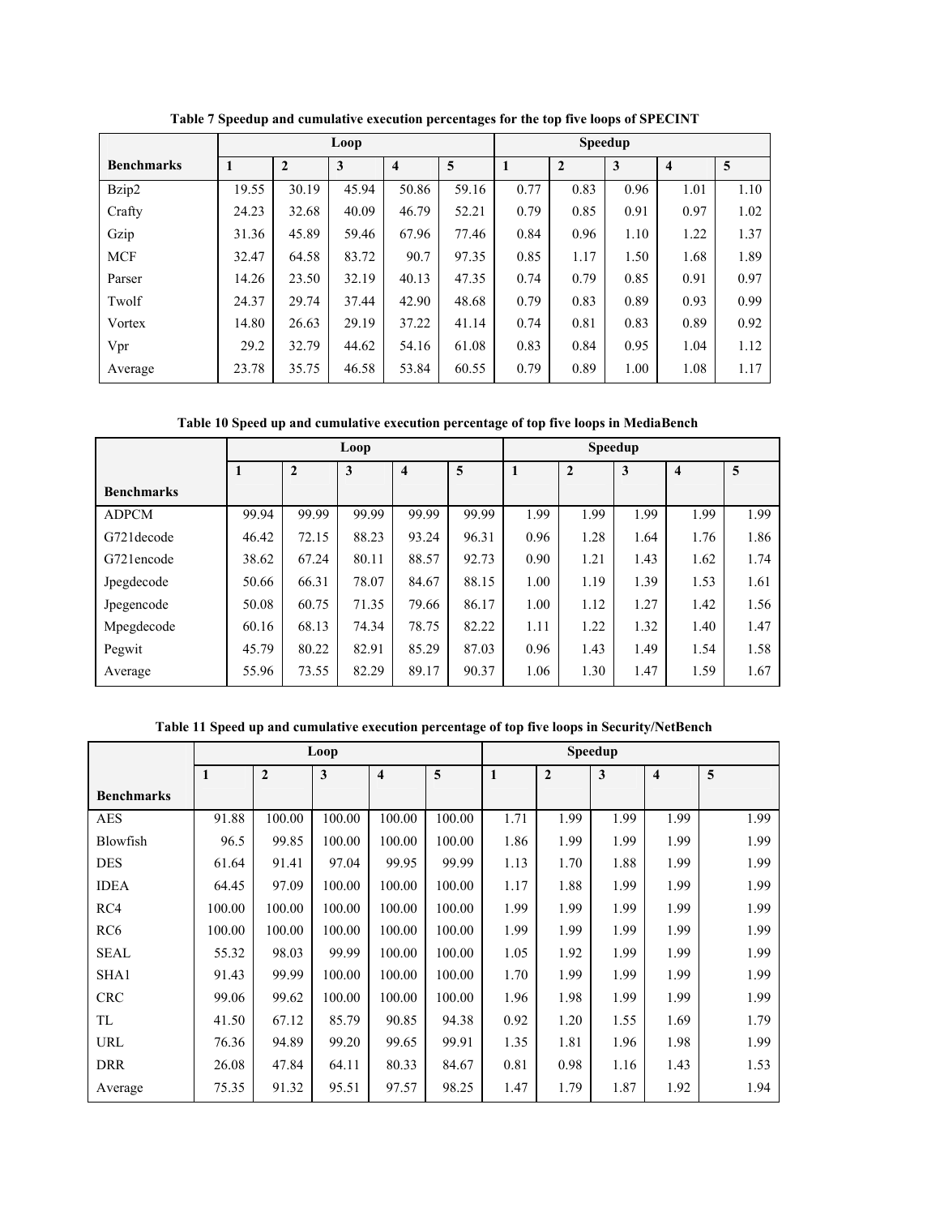**Table 7 Speedup and cumulative execution percentages for the top five loops of SPECINT**

| Benchmarks | Loop | | | | | Speedup | | | | |
|---|---|---|---|---|---|---|---|---|---|---|
| | 1 | 2 | 3 | 4 | 5 | 1 | 2 | 3 | 4 | 5 |
| Bzip2 | 19.55 | 30.19 | 45.94 | 50.86 | 59.16 | 0.77 | 0.83 | 0.96 | 1.01 | 1.10 |
| Crafty | 24.23 | 32.68 | 40.09 | 46.79 | 52.21 | 0.79 | 0.85 | 0.91 | 0.97 | 1.02 |
| Gzip | 31.36 | 45.89 | 59.46 | 67.96 | 77.46 | 0.84 | 0.96 | 1.10 | 1.22 | 1.37 |
| MCF | 32.47 | 64.58 | 83.72 | 90.7 | 97.35 | 0.85 | 1.17 | 1.50 | 1.68 | 1.89 |
| Parser | 14.26 | 23.50 | 32.19 | 40.13 | 47.35 | 0.74 | 0.79 | 0.85 | 0.91 | 0.97 |
| Twolf | 24.37 | 29.74 | 37.44 | 42.90 | 48.68 | 0.79 | 0.83 | 0.89 | 0.93 | 0.99 |
| Vortex | 14.80 | 26.63 | 29.19 | 37.22 | 41.14 | 0.74 | 0.81 | 0.83 | 0.89 | 0.92 |
| Vpr | 29.2 | 32.79 | 44.62 | 54.16 | 61.08 | 0.83 | 0.84 | 0.95 | 1.04 | 1.12 |
| Average | 23.78 | 35.75 | 46.58 | 53.84 | 60.55 | 0.79 | 0.89 | 1.00 | 1.08 | 1.17 |

**Table 10 Speed up and cumulative execution percentage of top five loops in MediaBench**

| Benchmarks | Loop | | | | | Speedup | | | | |
|---|---|---|---|---|---|---|---|---|---|---|
| | 1 | 2 | 3 | 4 | 5 | 1 | 2 | 3 | 4 | 5 |
| ADPCM | 99.94 | 99.99 | 99.99 | 99.99 | 99.99 | 1.99 | 1.99 | 1.99 | 1.99 | 1.99 |
| G721decode | 46.42 | 72.15 | 88.23 | 93.24 | 96.31 | 0.96 | 1.28 | 1.64 | 1.76 | 1.86 |
| G721encode | 38.62 | 67.24 | 80.11 | 88.57 | 92.73 | 0.90 | 1.21 | 1.43 | 1.62 | 1.74 |
| Jpegdecode | 50.66 | 66.31 | 78.07 | 84.67 | 88.15 | 1.00 | 1.19 | 1.39 | 1.53 | 1.61 |
| Jpegencode | 50.08 | 60.75 | 71.35 | 79.66 | 86.17 | 1.00 | 1.12 | 1.27 | 1.42 | 1.56 |
| Mpegdecode | 60.16 | 68.13 | 74.34 | 78.75 | 82.22 | 1.11 | 1.22 | 1.32 | 1.40 | 1.47 |
| Pegwit | 45.79 | 80.22 | 82.91 | 85.29 | 87.03 | 0.96 | 1.43 | 1.49 | 1.54 | 1.58 |
| Average | 55.96 | 73.55 | 82.29 | 89.17 | 90.37 | 1.06 | 1.30 | 1.47 | 1.59 | 1.67 |

**Table 11 Speed up and cumulative execution percentage of top five loops in Security/NetBench**

| Benchmarks | Loop | | | | | Speedup | | | | |
|---|---|---|---|---|---|---|---|---|---|---|
| | 1 | 2 | 3 | 4 | 5 | 1 | 2 | 3 | 4 | 5 |
| AES | 91.88 | 100.00 | 100.00 | 100.00 | 100.00 | 1.71 | 1.99 | 1.99 | 1.99 | 1.99 |
| Blowfish | 96.5 | 99.85 | 100.00 | 100.00 | 100.00 | 1.86 | 1.99 | 1.99 | 1.99 | 1.99 |
| DES | 61.64 | 91.41 | 97.04 | 99.95 | 99.99 | 1.13 | 1.70 | 1.88 | 1.99 | 1.99 |
| IDEA | 64.45 | 97.09 | 100.00 | 100.00 | 100.00 | 1.17 | 1.88 | 1.99 | 1.99 | 1.99 |
| RC4 | 100.00 | 100.00 | 100.00 | 100.00 | 100.00 | 1.99 | 1.99 | 1.99 | 1.99 | 1.99 |
| RC6 | 100.00 | 100.00 | 100.00 | 100.00 | 100.00 | 1.99 | 1.99 | 1.99 | 1.99 | 1.99 |
| SEAL | 55.32 | 98.03 | 99.99 | 100.00 | 100.00 | 1.05 | 1.92 | 1.99 | 1.99 | 1.99 |
| SHA1 | 91.43 | 99.99 | 100.00 | 100.00 | 100.00 | 1.70 | 1.99 | 1.99 | 1.99 | 1.99 |
| CRC | 99.06 | 99.62 | 100.00 | 100.00 | 100.00 | 1.96 | 1.98 | 1.99 | 1.99 | 1.99 |
| TL | 41.50 | 67.12 | 85.79 | 90.85 | 94.38 | 0.92 | 1.20 | 1.55 | 1.69 | 1.79 |
| URL | 76.36 | 94.89 | 99.20 | 99.65 | 99.91 | 1.35 | 1.81 | 1.96 | 1.98 | 1.99 |
| DRR | 26.08 | 47.84 | 64.11 | 80.33 | 84.67 | 0.81 | 0.98 | 1.16 | 1.43 | 1.53 |
| Average | 75.35 | 91.32 | 95.51 | 97.57 | 98.25 | 1.47 | 1.79 | 1.87 | 1.92 | 1.94 |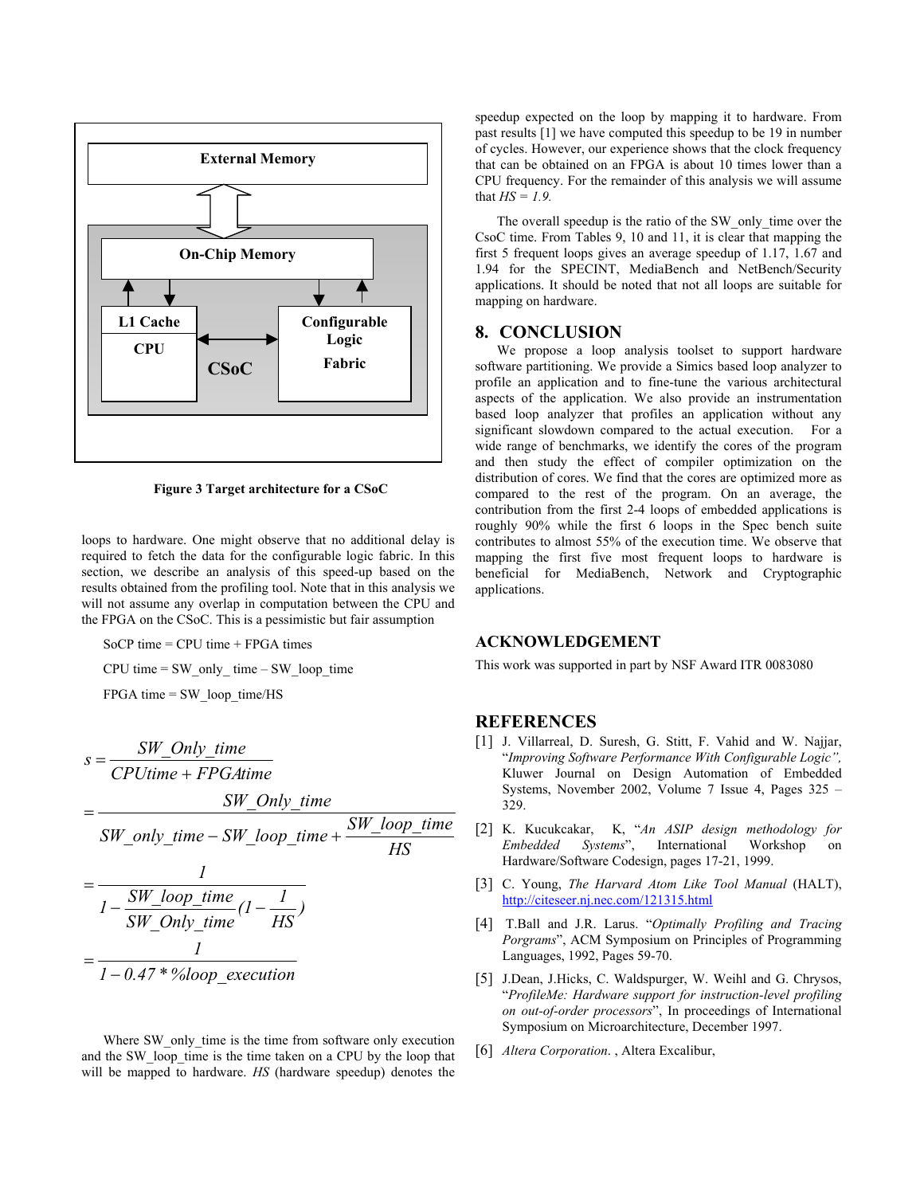External Memory

On-Chip Memory

L1 Cache

CPU

CSoC

Configurable Logic Fabric

**Figure 3 Target architecture for a CSoC**

loops to hardware. One might observe that no additional delay is required to fetch the data for the configurable logic fabric. In this section, we describe an analysis of this speed-up based on the results obtained from the profiling tool. Note that in this analysis we will not assume any overlap in computation between the CPU and the FPGA on the CSoC. This is a pessimistic but fair assumption

SoCP time = CPU time + FPGA times

CPU time = SW_only_ time – SW_loop_time

FPGA time = SW_loop_time/HS

$$s = \frac{SW\_Only\_time}{CPUtime + FPGAtime}$$

$$= \frac{SW\_Only\_time}{SW\_only\_time - SW\_loop\_time + \dfrac{SW\_loop\_time}{HS}}$$

$$= \frac{1}{1 - \dfrac{SW\_loop\_time}{SW\_Only\_time}(1 - \dfrac{1}{HS})}$$

$$= \frac{1}{1 - 0.47 * \%loop\_execution}$$

Where SW_only_time is the time from software only execution and the SW_loop_time is the time taken on a CPU by the loop that will be mapped to hardware. *HS* (hardware speedup) denotes the speedup expected on the loop by mapping it to hardware. From past results [1] we have computed this speedup to be 19 in number of cycles. However, our experience shows that the clock frequency that can be obtained on an FPGA is about 10 times lower than a CPU frequency. For the remainder of this analysis we will assume that *HS = 1.9.*

The overall speedup is the ratio of the SW_only_time over the CsoC time. From Tables 9, 10 and 11, it is clear that mapping the first 5 frequent loops gives an average speedup of 1.17, 1.67 and 1.94 for the SPECINT, MediaBench and NetBench/Security applications. It should be noted that not all loops are suitable for mapping on hardware.

## 8. CONCLUSION

We propose a loop analysis toolset to support hardware software partitioning. We provide a Simics based loop analyzer to profile an application and to fine-tune the various architectural aspects of the application. We also provide an instrumentation based loop analyzer that profiles an application without any significant slowdown compared to the actual execution. For a wide range of benchmarks, we identify the cores of the program and then study the effect of compiler optimization on the distribution of cores. We find that the cores are optimized more as compared to the rest of the program. On an average, the contribution from the first 2-4 loops of embedded applications is roughly 90% while the first 6 loops in the Spec bench suite contributes to almost 55% of the execution time. We observe that mapping the first five most frequent loops to hardware is beneficial for MediaBench, Network and Cryptographic applications.

## ACKNOWLEDGEMENT

This work was supported in part by NSF Award ITR 0083080

## REFERENCES

[1] J. Villarreal, D. Suresh, G. Stitt, F. Vahid and W. Najjar, "*Improving Software Performance With Configurable Logic",* Kluwer Journal on Design Automation of Embedded Systems, November 2002, Volume 7 Issue 4, Pages 325 – 329.

[2] K. Kucukcakar, K, "*An ASIP design methodology for Embedded Systems*", International Workshop on Hardware/Software Codesign, pages 17-21, 1999.

[3] C. Young, *The Harvard Atom Like Tool Manual* (HALT), http://citeseer.nj.nec.com/121315.html

[4] T.Ball and J.R. Larus. "*Optimally Profiling and Tracing Porgrams*", ACM Symposium on Principles of Programming Languages, 1992, Pages 59-70.

[5] J.Dean, J.Hicks, C. Waldspurger, W. Weihl and G. Chrysos, "*ProfileMe: Hardware support for instruction-level profiling on out-of-order processors*", In proceedings of International Symposium on Microarchitecture, December 1997.

[6] *Altera Corporation*. , Altera Excalibur,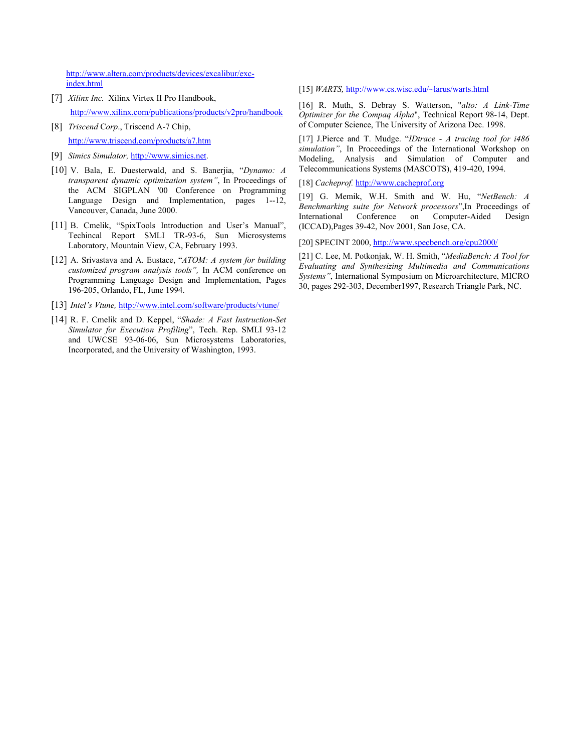http://www.altera.com/products/devices/excalibur/exc-index.html

[7] *Xilinx Inc.* Xilinx Virtex II Pro Handbook, http://www.xilinx.com/publications/products/v2pro/handbook

[8] *Triscend Corp*., Triscend A-7 Chip, http://www.triscend.com/products/a7.htm

[9] *Simics Simulator,* http://www.simics.net.

[10] V. Bala, E. Duesterwald, and S. Banerjia, "*Dynamo: A transparent dynamic optimization system"*, In Proceedings of the ACM SIGPLAN '00 Conference on Programming Language Design and Implementation, pages 1--12, Vancouver, Canada, June 2000.

[11] B. Cmelik, "SpixTools Introduction and User's Manual", Techincal Report SMLI TR-93-6, Sun Microsystems Laboratory, Mountain View, CA, February 1993.

[12] A. Srivastava and A. Eustace, "*ATOM: A system for building customized program analysis tools",* In ACM conference on Programming Language Design and Implementation, Pages 196-205, Orlando, FL, June 1994.

[13] *Intel's Vtune,* http://www.intel.com/software/products/vtune/

[14] R. F. Cmelik and D. Keppel, "*Shade: A Fast Instruction-Set Simulator for Execution Profiling*", Tech. Rep. SMLI 93-12 and UWCSE 93-06-06, Sun Microsystems Laboratories, Incorporated, and the University of Washington, 1993.

[15] *WARTS,* http://www.cs.wisc.edu/~larus/warts.html

[16] R. Muth, S. Debray S. Watterson, "*alto: A Link-Time Optimizer for the Compaq Alpha*", Technical Report 98-14, Dept. of Computer Science, The University of Arizona Dec. 1998.

[17] J.Pierce and T. Mudge. "*IDtrace - A tracing tool for i486 simulation"*, In Proceedings of the International Workshop on Modeling, Analysis and Simulation of Computer and Telecommunications Systems (MASCOTS), 419-420, 1994.

[18] *Cacheprof.* http://www.cacheprof.org

[19] G. Memik, W.H. Smith and W. Hu, "*NetBench: A Benchmarking suite for Network processors*",In Proceedings of International Conference on Computer-Aided Design (ICCAD),Pages 39-42, Nov 2001, San Jose, CA.

[20] SPECINT 2000, http://www.specbench.org/cpu2000/

[21] C. Lee, M. Potkonjak, W. H. Smith, "*MediaBench: A Tool for Evaluating and Synthesizing Multimedia and Communications Systems"*, International Symposium on Microarchitecture, MICRO 30, pages 292-303, December1997, Research Triangle Park, NC.